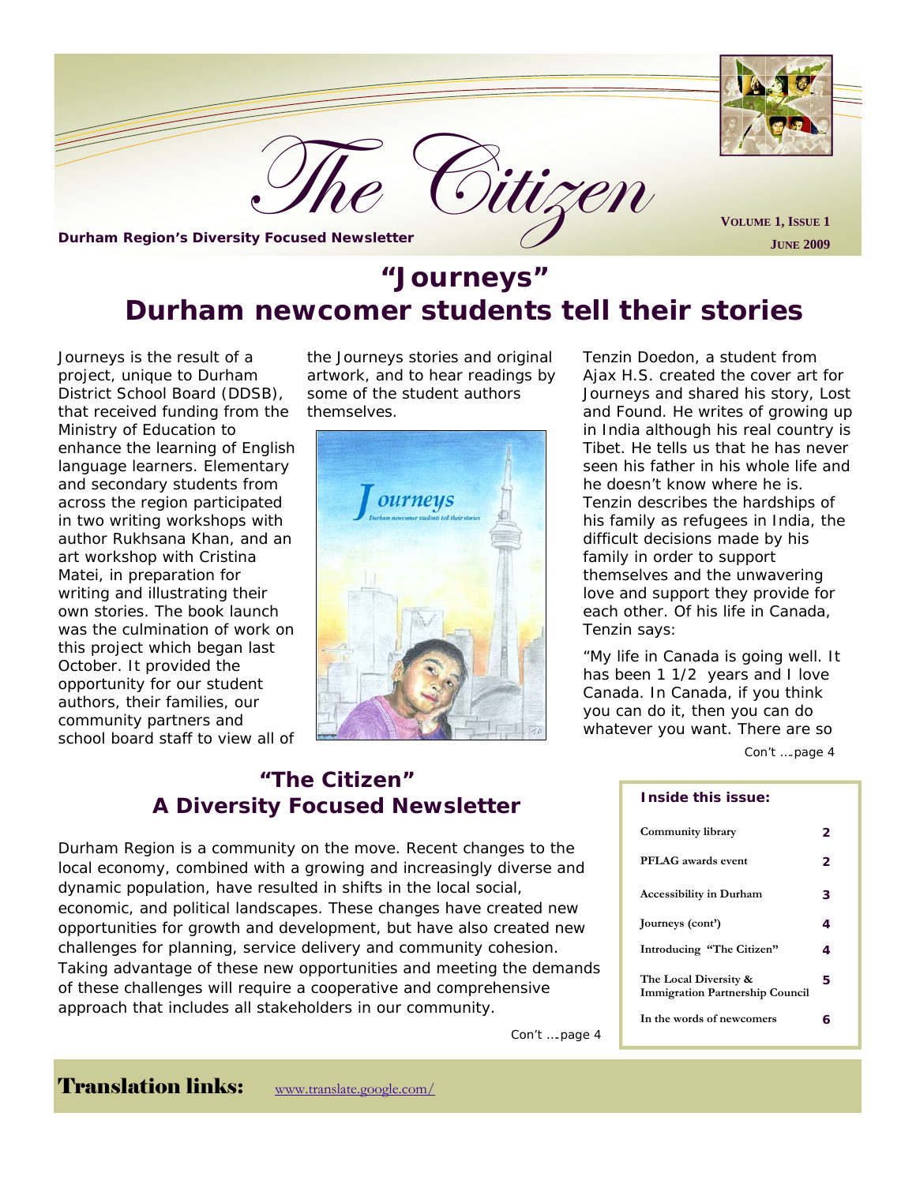# The Citizen

**Durham Region's Diversity Focused Newsletter**

VOLUME 1, ISSUE 1
JUNE 2009

## "Journeys" Durham newcomer students tell their stories

Journeys is the result of a project, unique to Durham District School Board (DDSB), that received funding from the Ministry of Education to enhance the learning of English language learners. Elementary and secondary students from across the region participated in two writing workshops with author Rukhsana Khan, and an art workshop with Cristina Matei, in preparation for writing and illustrating their own stories. The book launch was the culmination of work on this project which began last October. It provided the opportunity for our student authors, their families, our community partners and school board staff to view all of the Journeys stories and original artwork, and to hear readings by some of the student authors themselves.

Tenzin Doedon, a student from Ajax H.S. created the cover art for Journeys and shared his story, Lost and Found. He writes of growing up in India although his real country is Tibet. He tells us that he has never seen his father in his whole life and he doesn't know where he is. Tenzin describes the hardships of his family as refugees in India, the difficult decisions made by his family in order to support themselves and the unwavering love and support they provide for each other. Of his life in Canada, Tenzin says:

"My life in Canada is going well. It has been 1 1/2 years and I love Canada. In Canada, if you think you can do it, then you can do whatever you want. There are so

*Con't ….page 4*

## "The Citizen" A Diversity Focused Newsletter

Durham Region is a community on the move. Recent changes to the local economy, combined with a growing and increasingly diverse and dynamic population, have resulted in shifts in the local social, economic, and political landscapes. These changes have created new opportunities for growth and development, but have also created new challenges for planning, service delivery and community cohesion. Taking advantage of these new opportunities and meeting the demands of these challenges will require a cooperative and comprehensive approach that includes all stakeholders in our community.

*Con't ….page 4*

**Inside this issue:**

| | |
|---|---|
| Community library | 2 |
| PFLAG awards event | 2 |
| Accessibility in Durham | 3 |
| Journeys (cont') | 4 |
| Introducing "The Citizen" | 4 |
| The Local Diversity & Immigration Partnership Council | 5 |
| In the words of newcomers | 6 |

**Translation links:** www.translate.google.com/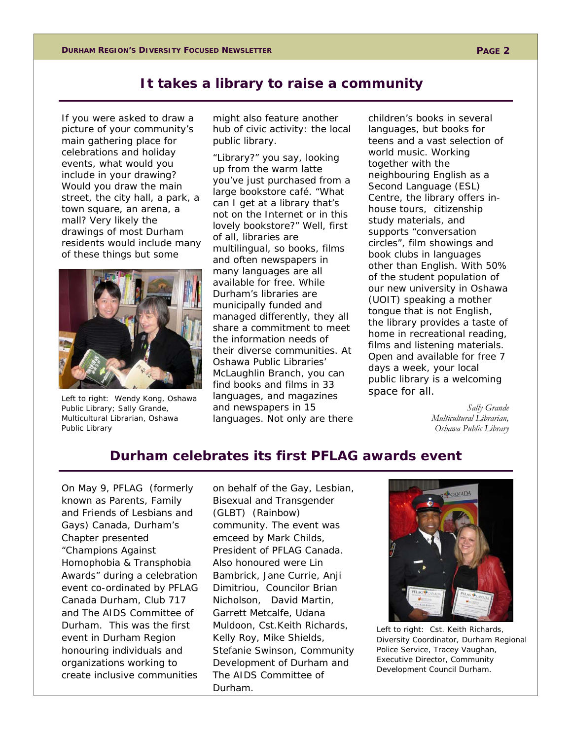## It takes a library to raise a community

If you were asked to draw a picture of your community's main gathering place for celebrations and holiday events, what would you include in your drawing? Would you draw the main street, the city hall, a park, a town square, an arena, a mall? Very likely the drawings of most Durham residents would include many of these things but some might also feature another hub of civic activity: the local public library.

Left to right: Wendy Kong, Oshawa Public Library; Sally Grande, Multicultural Librarian, Oshawa Public Library

"Library?" you say, looking up from the warm latte you've just purchased from a large bookstore café. "What can I get at a library that's not on the Internet or in this lovely bookstore?" Well, first of all, libraries are multilingual, so books, films and often newspapers in many languages are all available for free. While Durham's libraries are municipally funded and managed differently, they all share a commitment to meet the information needs of their diverse communities. At Oshawa Public Libraries' McLaughlin Branch, you can find books and films in 33 languages, and magazines and newspapers in 15 languages. Not only are there children's books in several languages, but books for teens and a vast selection of world music. Working together with the neighbouring English as a Second Language (ESL) Centre, the library offers in-house tours, citizenship study materials, and supports "conversation circles", film showings and book clubs in languages other than English. With 50% of the student population of our new university in Oshawa (UOIT) speaking a mother tongue that is not English, the library provides a taste of home in recreational reading, films and listening materials. Open and available for free 7 days a week, your local public library is a welcoming space for all.

*Sally Grande*
*Multicultural Librarian,*
*Oshawa Public Library*

## Durham celebrates its first PFLAG awards event

On May 9, PFLAG (formerly known as Parents, Family and Friends of Lesbians and Gays) Canada, Durham's Chapter presented "Champions Against Homophobia & Transphobia Awards" during a celebration event co-ordinated by PFLAG Canada Durham, Club 717 and The AIDS Committee of Durham. This was the first event in Durham Region honouring individuals and organizations working to create inclusive communities on behalf of the Gay, Lesbian, Bisexual and Transgender (GLBT) (Rainbow) community. The event was emceed by Mark Childs, President of PFLAG Canada. Also honoured were Lin Bambrick, Jane Currie, Anji Dimitriou, Councilor Brian Nicholson, David Martin, Garrett Metcalfe, Udana Muldoon, Cst.Keith Richards, Kelly Roy, Mike Shields, Stefanie Swinson, Community Development of Durham and The AIDS Committee of Durham.

Left to right: Cst. Keith Richards, Diversity Coordinator, Durham Regional Police Service, Tracey Vaughan, Executive Director, Community Development Council Durham.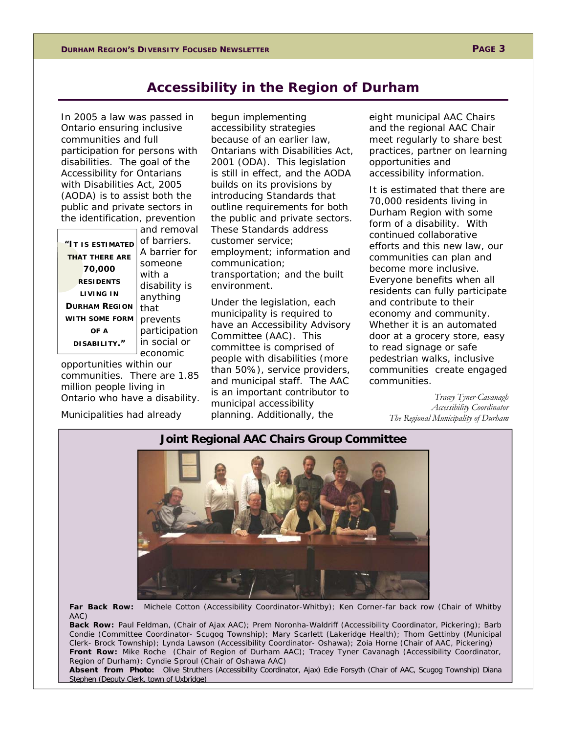# Accessibility in the Region of Durham

In 2005 a law was passed in Ontario ensuring inclusive communities and full participation for persons with disabilities. The goal of the Accessibility for Ontarians with Disabilities Act, 2005 (AODA) is to assist both the public and private sectors in the identification, prevention and removal of barriers. A barrier for someone with a disability is anything that prevents participation in social or economic opportunities within our communities. There are 1.85 million people living in Ontario who have a disability.

> **"It is estimated that there are 70,000 residents living in Durham Region with some form of a disability."**

Municipalities had already begun implementing accessibility strategies because of an earlier law, Ontarians with Disabilities Act, 2001 (ODA). This legislation is still in effect, and the AODA builds on its provisions by introducing Standards that outline requirements for both the public and private sectors. These Standards address customer service; employment; information and communication; transportation; and the built environment.

Under the legislation, each municipality is required to have an Accessibility Advisory Committee (AAC). This committee is comprised of people with disabilities (more than 50%), service providers, and municipal staff. The AAC is an important contributor to municipal accessibility planning. Additionally, the eight municipal AAC Chairs and the regional AAC Chair meet regularly to share best practices, partner on learning opportunities and accessibility information.

It is estimated that there are 70,000 residents living in Durham Region with some form of a disability. With continued collaborative efforts and this new law, our communities can plan and become more inclusive. Everyone benefits when all residents can fully participate and contribute to their economy and community. Whether it is an automated door at a grocery store, easy to read signage or safe pedestrian walks, inclusive communities create engaged communities.

*Tracey Tyner-Cavanagh*
*Accessibility Coordinator*
*The Regional Municipality of Durham*

## Joint Regional AAC Chairs Group Committee

**Far Back Row:** Michele Cotton (Accessibility Coordinator-Whitby); Ken Corner-far back row (Chair of Whitby AAC)

**Back Row:** Paul Feldman, (Chair of Ajax AAC); Prem Noronha-Waldriff (Accessibility Coordinator, Pickering); Barb Condie (Committee Coordinator- Scugog Township); Mary Scarlett (Lakeridge Health); Thom Gettinby (Municipal Clerk- Brock Township); Lynda Lawson (Accessibility Coordinator- Oshawa); Zoia Horne (Chair of AAC, Pickering)

**Front Row:** Mike Roche (Chair of Region of Durham AAC); Tracey Tyner Cavanagh (Accessibility Coordinator, Region of Durham); Cyndie Sproul (Chair of Oshawa AAC)

**Absent from Photo:** Olive Struthers (Accessibility Coordinator, Ajax) Edie Forsyth (Chair of AAC, Scugog Township) Diana Stephen (Deputy Clerk, town of Uxbridge)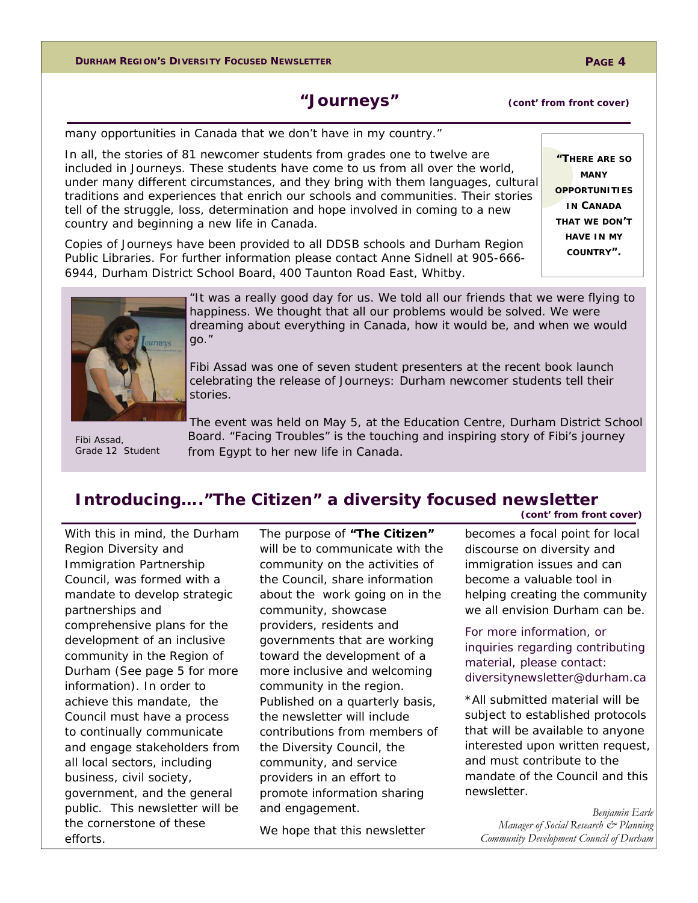## "Journeys" *(cont' from front cover)*

many opportunities in Canada that we don't have in my country."

In all, the stories of 81 newcomer students from grades one to twelve are included in Journeys. These students have come to us from all over the world, under many different circumstances, and they bring with them languages, cultural traditions and experiences that enrich our schools and communities. Their stories tell of the struggle, loss, determination and hope involved in coming to a new country and beginning a new life in Canada.

Copies of Journeys have been provided to all DDSB schools and Durham Region Public Libraries. For further information please contact Anne Sidnell at 905-666-6944, Durham District School Board, 400 Taunton Road East, Whitby.

**"THERE ARE SO MANY OPPORTUNITIES IN CANADA THAT WE DON'T HAVE IN MY COUNTRY".**

"It was a really good day for us. We told all our friends that we were flying to happiness. We thought that all our problems would be solved. We were dreaming about everything in Canada, how it would be, and when we would go."

Fibi Assad was one of seven student presenters at the recent book launch celebrating the release of Journeys: Durham newcomer students tell their stories.

The event was held on May 5, at the Education Centre, Durham District School Board. "Facing Troubles" is the touching and inspiring story of Fibi's journey from Egypt to her new life in Canada.

Fibi Assad, Grade 12 Student

## Introducing…."The Citizen" a diversity focused newsletter

*(cont' from front cover)*

With this in mind, the Durham Region Diversity and Immigration Partnership Council, was formed with a mandate to develop strategic partnerships and comprehensive plans for the development of an inclusive community in the Region of Durham (See page 5 for more information). In order to achieve this mandate, the Council must have a process to continually communicate and engage stakeholders from all local sectors, including business, civil society, government, and the general public. This newsletter will be the cornerstone of these efforts.

The purpose of **"The Citizen"** will be to communicate with the community on the activities of the Council, share information about the work going on in the community, showcase providers, residents and governments that are working toward the development of a more inclusive and welcoming community in the region. Published on a quarterly basis, the newsletter will include contributions from members of the Diversity Council, the community, and service providers in an effort to promote information sharing and engagement.

We hope that this newsletter becomes a focal point for local discourse on diversity and immigration issues and can become a valuable tool in helping creating the community we all envision Durham can be.

For more information, or inquiries regarding contributing material, please contact: diversitynewsletter@durham.ca

*All submitted material will be subject to established protocols that will be available to anyone interested upon written request, and must contribute to the mandate of the Council and this newsletter.

*Benjamin Earle*
*Manager of Social Research & Planning*
*Community Development Council of Durham*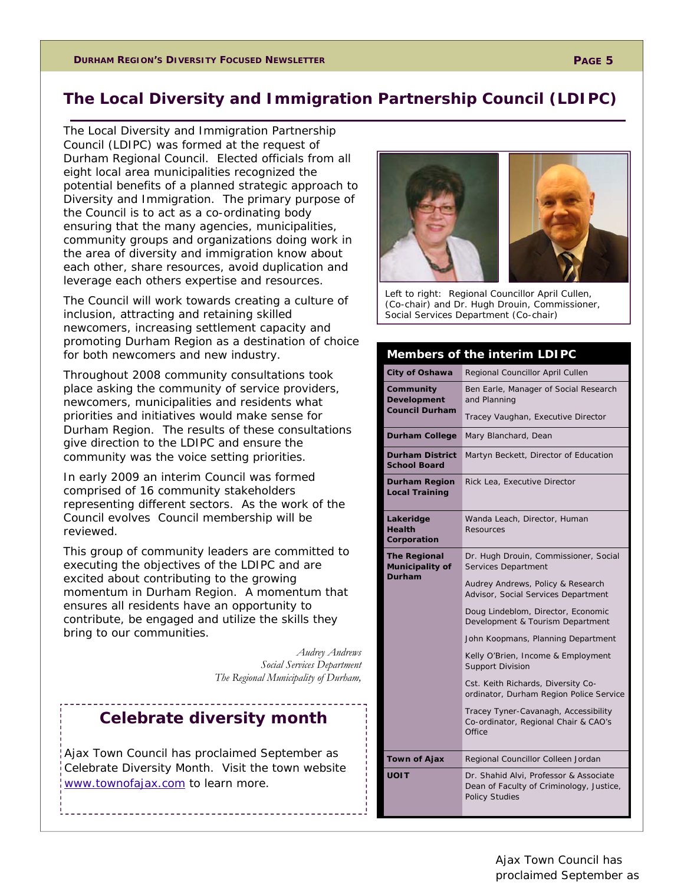## The Local Diversity and Immigration Partnership Council (LDIPC)

The Local Diversity and Immigration Partnership Council (LDIPC) was formed at the request of Durham Regional Council. Elected officials from all eight local area municipalities recognized the potential benefits of a planned strategic approach to Diversity and Immigration. The primary purpose of the Council is to act as a co-ordinating body ensuring that the many agencies, municipalities, community groups and organizations doing work in the area of diversity and immigration know about each other, share resources, avoid duplication and leverage each others expertise and resources.

The Council will work towards creating a culture of inclusion, attracting and retaining skilled newcomers, increasing settlement capacity and promoting Durham Region as a destination of choice for both newcomers and new industry.

Throughout 2008 community consultations took place asking the community of service providers, newcomers, municipalities and residents what priorities and initiatives would make sense for Durham Region. The results of these consultations give direction to the LDIPC and ensure the community was the voice setting priorities.

In early 2009 an interim Council was formed comprised of 16 community stakeholders representing different sectors. As the work of the Council evolves Council membership will be reviewed.

This group of community leaders are committed to executing the objectives of the LDIPC and are excited about contributing to the growing momentum in Durham Region. A momentum that ensures all residents have an opportunity to contribute, be engaged and utilize the skills they bring to our communities.

*Audrey Andrews*
*Social Services Department*
*The Regional Municipality of Durham,*

Left to right: Regional Councillor April Cullen, (Co-chair) and Dr. Hugh Drouin, Commissioner, Social Services Department (Co-chair)

**Members of the interim LDIPC**

| Organization | Member |
|---|---|
| City of Oshawa | Regional Councillor April Cullen |
| Community Development Council Durham | Ben Earle, Manager of Social Research and Planning |
| | Tracey Vaughan, Executive Director |
| Durham College | Mary Blanchard, Dean |
| Durham District School Board | Martyn Beckett, Director of Education |
| Durham Region Local Training | Rick Lea, Executive Director |
| Lakeridge Health Corporation | Wanda Leach, Director, Human Resources |
| The Regional Municipality of Durham | Dr. Hugh Drouin, Commissioner, Social Services Department |
| | Audrey Andrews, Policy & Research Advisor, Social Services Department |
| | Doug Lindeblom, Director, Economic Development & Tourism Department |
| | John Koopmans, Planning Department |
| | Kelly O'Brien, Income & Employment Support Division |
| | Cst. Keith Richards, Diversity Co-ordinator, Durham Region Police Service |
| | Tracey Tyner-Cavanagh, Accessibility Co-ordinator, Regional Chair & CAO's Office |
| Town of Ajax | Regional Councillor Colleen Jordan |
| UOIT | Dr. Shahid Alvi, Professor & Associate Dean of Faculty of Criminology, Justice, Policy Studies |

## Celebrate diversity month

Ajax Town Council has proclaimed September as Celebrate Diversity Month. Visit the town website www.townofajax.com to learn more.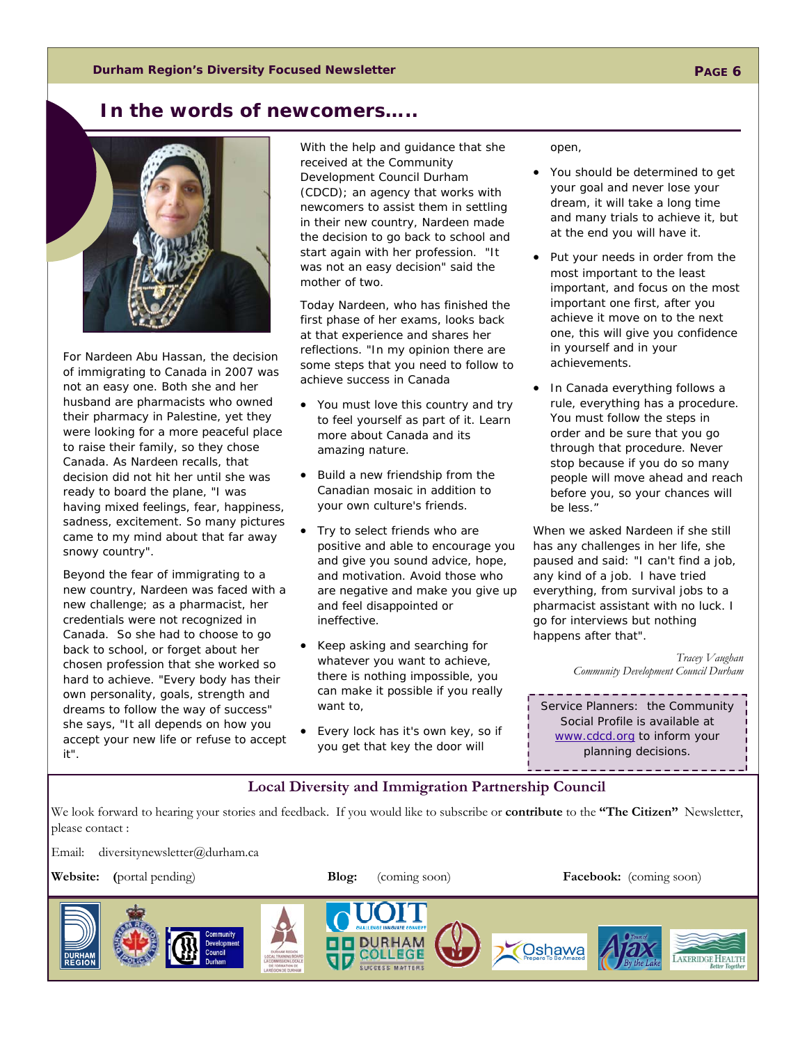## In the words of newcomers.....

For Nardeen Abu Hassan, the decision of immigrating to Canada in 2007 was not an easy one. Both she and her husband are pharmacists who owned their pharmacy in Palestine, yet they were looking for a more peaceful place to raise their family, so they chose Canada. As Nardeen recalls, that decision did not hit her until she was ready to board the plane, "I was having mixed feelings, fear, happiness, sadness, excitement. So many pictures came to my mind about that far away snowy country".

Beyond the fear of immigrating to a new country, Nardeen was faced with a new challenge; as a pharmacist, her credentials were not recognized in Canada. So she had to choose to go back to school, or forget about her chosen profession that she worked so hard to achieve. "Every body has their own personality, goals, strength and dreams to follow the way of success" she says, "It all depends on how you accept your new life or refuse to accept it".

With the help and guidance that she received at the Community Development Council Durham (CDCD); an agency that works with newcomers to assist them in settling in their new country, Nardeen made the decision to go back to school and start again with her profession. "It was not an easy decision" said the mother of two.

Today Nardeen, who has finished the first phase of her exams, looks back at that experience and shares her reflections. "In my opinion there are some steps that you need to follow to achieve success in Canada

- You must love this country and try to feel yourself as part of it. Learn more about Canada and its amazing nature.
- Build a new friendship from the Canadian mosaic in addition to your own culture's friends.
- Try to select friends who are positive and able to encourage you and give you sound advice, hope, and motivation. Avoid those who are negative and make you give up and feel disappointed or ineffective.
- Keep asking and searching for whatever you want to achieve, there is nothing impossible, you can make it possible if you really want to,
- Every lock has it's own key, so if you get that key the door will open,
- You should be determined to get your goal and never lose your dream, it will take a long time and many trials to achieve it, but at the end you will have it.
- Put your needs in order from the most important to the least important, and focus on the most important one first, after you achieve it move on to the next one, this will give you confidence in yourself and in your achievements.
- In Canada everything follows a rule, everything has a procedure. You must follow the steps in order and be sure that you go through that procedure. Never stop because if you do so many people will move ahead and reach before you, so your chances will be less."

When we asked Nardeen if she still has any challenges in her life, she paused and said: "I can't find a job, any kind of a job. I have tried everything, from survival jobs to a pharmacist assistant with no luck. I go for interviews but nothing happens after that".

*Tracey Vaughan*
*Community Development Council Durham*

Service Planners: the Community Social Profile is available at www.cdcd.org to inform your planning decisions.

### Local Diversity and Immigration Partnership Council

We look forward to hearing your stories and feedback. If you would like to subscribe or **contribute** to the **"The Citizen"** Newsletter, please contact :

Email: diversitynewsletter@durham.ca

**Website:** (portal pending) **Blog:** (coming soon) **Facebook:** (coming soon)